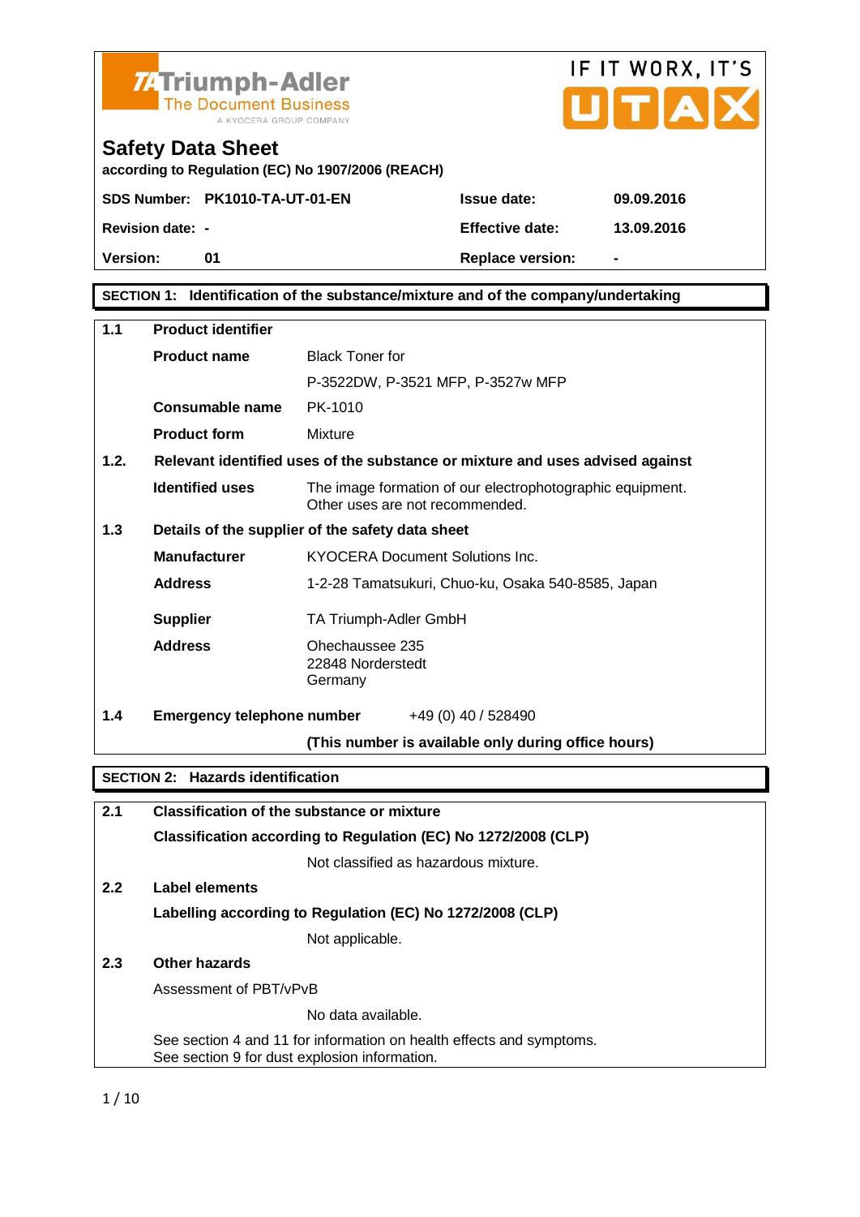Triumph-Adler
The Document Business
A KYOCERA GROUP COMPANY

IF IT WORX, IT'S UTAX

# Safety Data Sheet

**according to Regulation (EC) No 1907/2006 (REACH)**

| | | | |
|---|---|---|---|
| **SDS Number:** | **PK1010-TA-UT-01-EN** | **Issue date:** | **09.09.2016** |
| **Revision date:** | **-** | **Effective date:** | **13.09.2016** |
| **Version:** | **01** | **Replace version:** | **-** |

## SECTION 1: Identification of the substance/mixture and of the company/undertaking

### 1.1 Product identifier

**Product name**: Black Toner for P-3522DW, P-3521 MFP, P-3527w MFP

**Consumable name**: PK-1010

**Product form**: Mixture

### 1.2. Relevant identified uses of the substance or mixture and uses advised against

**Identified uses**: The image formation of our electrophotographic equipment. Other uses are not recommended.

### 1.3 Details of the supplier of the safety data sheet

**Manufacturer**: KYOCERA Document Solutions Inc.

**Address**: 1-2-28 Tamatsukuri, Chuo-ku, Osaka 540-8585, Japan

**Supplier**: TA Triumph-Adler GmbH

**Address**: Ohechaussee 235
22848 Norderstedt
Germany

### 1.4 Emergency telephone number

+49 (0) 40 / 528490

**(This number is available only during office hours)**

## SECTION 2: Hazards identification

### 2.1 Classification of the substance or mixture

**Classification according to Regulation (EC) No 1272/2008 (CLP)**

Not classified as hazardous mixture.

### 2.2 Label elements

**Labelling according to Regulation (EC) No 1272/2008 (CLP)**

Not applicable.

### 2.3 Other hazards

Assessment of PBT/vPvB

No data available.

See section 4 and 11 for information on health effects and symptoms.
See section 9 for dust explosion information.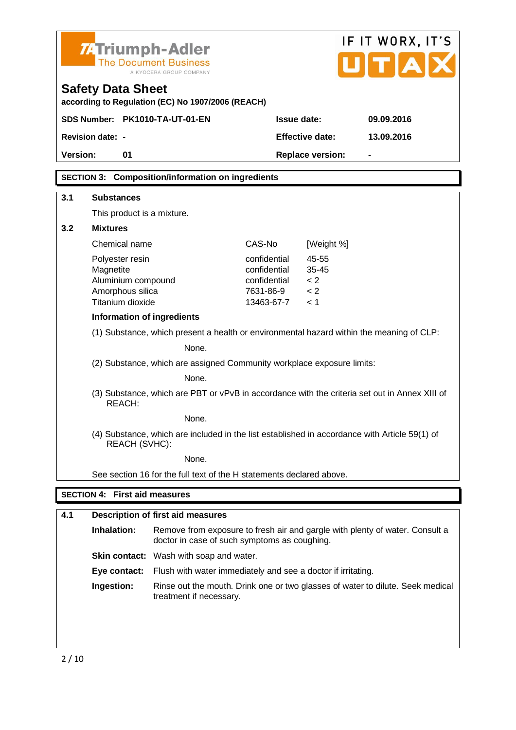# Safety Data Sheet

**according to Regulation (EC) No 1907/2006 (REACH)**

| | | | |
|---|---|---|---|
| **SDS Number:** | **PK1010-TA-UT-01-EN** | **Issue date:** | **09.09.2016** |
| **Revision date:** | **-** | **Effective date:** | **13.09.2016** |
| **Version:** | **01** | **Replace version:** | **-** |

## SECTION 3: Composition/information on ingredients

### 3.1 Substances

This product is a mixture.

### 3.2 Mixtures

| Chemical name | CAS-No | [Weight %] |
|---|---|---|
| Polyester resin | confidential | 45-55 |
| Magnetite | confidential | 35-45 |
| Aluminium compound | confidential | < 2 |
| Amorphous silica | 7631-86-9 | < 2 |
| Titanium dioxide | 13463-67-7 | < 1 |

**Information of ingredients**

(1) Substance, which present a health or environmental hazard within the meaning of CLP:

None.

(2) Substance, which are assigned Community workplace exposure limits:

None.

(3) Substance, which are PBT or vPvB in accordance with the criteria set out in Annex XIII of REACH:

None.

(4) Substance, which are included in the list established in accordance with Article 59(1) of REACH (SVHC):

None.

See section 16 for the full text of the H statements declared above.

## SECTION 4: First aid measures

### 4.1 Description of first aid measures

**Inhalation:** Remove from exposure to fresh air and gargle with plenty of water. Consult a doctor in case of such symptoms as coughing.

**Skin contact:** Wash with soap and water.

**Eye contact:** Flush with water immediately and see a doctor if irritating.

**Ingestion:** Rinse out the mouth. Drink one or two glasses of water to dilute. Seek medical treatment if necessary.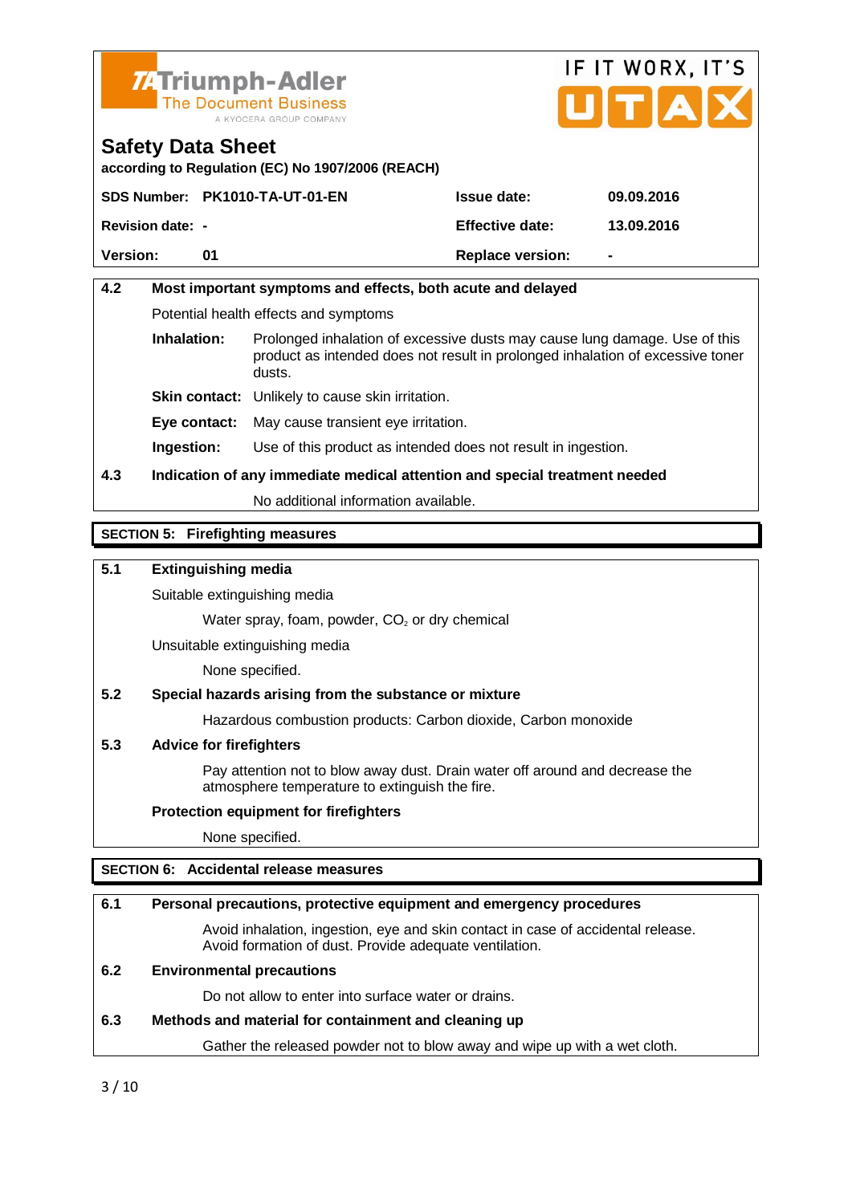**Safety Data Sheet**

**according to Regulation (EC) No 1907/2006 (REACH)**

| **SDS Number:** | **PK1010-TA-UT-01-EN** | **Issue date:** | **09.09.2016** |
|---|---|---|---|
| **Revision date:** | **-** | **Effective date:** | **13.09.2016** |
| **Version:** | **01** | **Replace version:** | **-** |

### 4.2 Most important symptoms and effects, both acute and delayed

Potential health effects and symptoms

**Inhalation:** Prolonged inhalation of excessive dusts may cause lung damage. Use of this product as intended does not result in prolonged inhalation of excessive toner dusts.

**Skin contact:** Unlikely to cause skin irritation.

**Eye contact:** May cause transient eye irritation.

**Ingestion:** Use of this product as intended does not result in ingestion.

### 4.3 Indication of any immediate medical attention and special treatment needed

No additional information available.

## SECTION 5: Firefighting measures

### 5.1 Extinguishing media

Suitable extinguishing media

Water spray, foam, powder, $CO_2$ or dry chemical

Unsuitable extinguishing media

None specified.

### 5.2 Special hazards arising from the substance or mixture

Hazardous combustion products: Carbon dioxide, Carbon monoxide

### 5.3 Advice for firefighters

Pay attention not to blow away dust. Drain water off around and decrease the atmosphere temperature to extinguish the fire.

**Protection equipment for firefighters**

None specified.

## SECTION 6: Accidental release measures

### 6.1 Personal precautions, protective equipment and emergency procedures

Avoid inhalation, ingestion, eye and skin contact in case of accidental release. Avoid formation of dust. Provide adequate ventilation.

### 6.2 Environmental precautions

Do not allow to enter into surface water or drains.

### 6.3 Methods and material for containment and cleaning up

Gather the released powder not to blow away and wipe up with a wet cloth.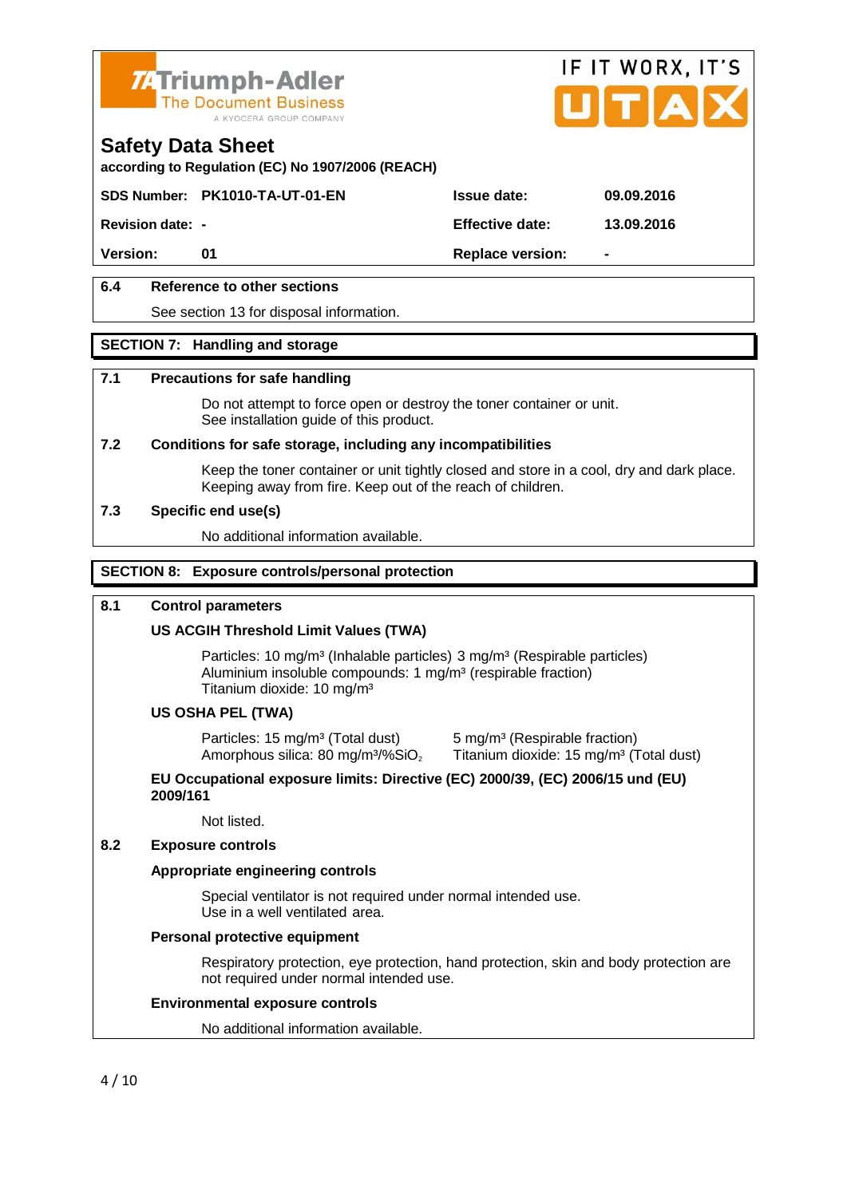**Safety Data Sheet**

**according to Regulation (EC) No 1907/2006 (REACH)**

| **SDS Number:** | **PK1010-TA-UT-01-EN** | **Issue date:** | **09.09.2016** |
|---|---|---|---|
| **Revision date:** | **-** | **Effective date:** | **13.09.2016** |
| **Version:** | **01** | **Replace version:** | **-** |

### 6.4 Reference to other sections

See section 13 for disposal information.

## SECTION 7: Handling and storage

### 7.1 Precautions for safe handling

Do not attempt to force open or destroy the toner container or unit.
See installation guide of this product.

### 7.2 Conditions for safe storage, including any incompatibilities

Keep the toner container or unit tightly closed and store in a cool, dry and dark place.
Keeping away from fire. Keep out of the reach of children.

### 7.3 Specific end use(s)

No additional information available.

## SECTION 8: Exposure controls/personal protection

### 8.1 Control parameters

**US ACGIH Threshold Limit Values (TWA)**

Particles: 10 mg/m³ (Inhalable particles) 3 mg/m³ (Respirable particles)
Aluminium insoluble compounds: 1 mg/m³ (respirable fraction)
Titanium dioxide: 10 mg/m³

**US OSHA PEL (TWA)**

Particles: 15 mg/m³ (Total dust) 5 mg/m³ (Respirable fraction)
Amorphous silica: 80 mg/m³/%$SiO_2$
Titanium dioxide: 15 mg/m³ (Total dust)

**EU Occupational exposure limits: Directive (EC) 2000/39, (EC) 2006/15 und (EU) 2009/161**

Not listed.

### 8.2 Exposure controls

**Appropriate engineering controls**

Special ventilator is not required under normal intended use.
Use in a well ventilated area.

**Personal protective equipment**

Respiratory protection, eye protection, hand protection, skin and body protection are not required under normal intended use.

**Environmental exposure controls**

No additional information available.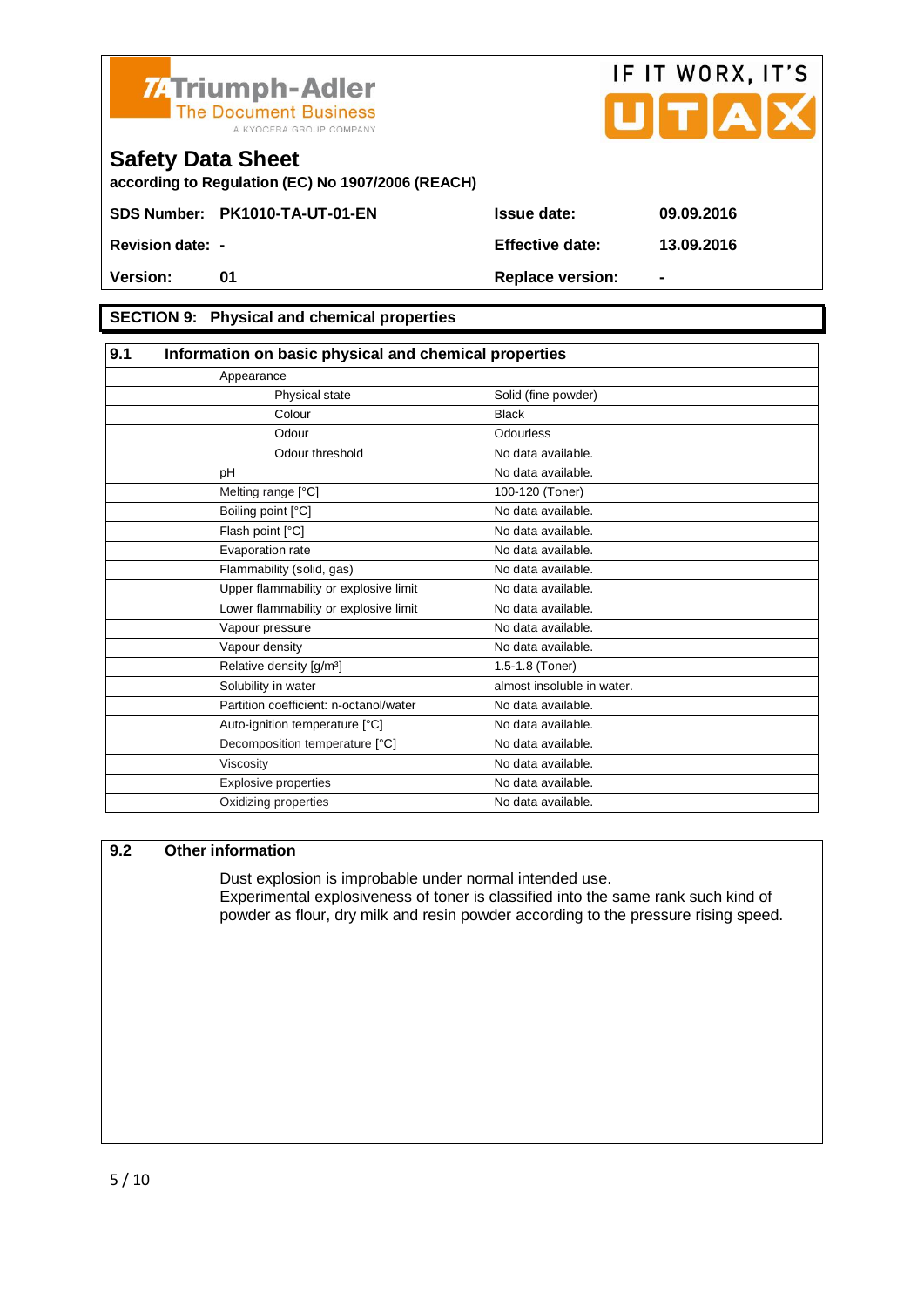Triumph-Adler
The Document Business
A KYOCERA GROUP COMPANY

IF IT WORX, IT'S UTAX

# Safety Data Sheet

**according to Regulation (EC) No 1907/2006 (REACH)**

| | | | |
|---|---|---|---|
| **SDS Number:** | **PK1010-TA-UT-01-EN** | **Issue date:** | **09.09.2016** |
| **Revision date:** | **-** | **Effective date:** | **13.09.2016** |
| **Version:** | **01** | **Replace version:** | **-** |

## SECTION 9: Physical and chemical properties

### 9.1 Information on basic physical and chemical properties

| Property | Value |
|---|---|
| Appearance | |
| Physical state | Solid (fine powder) |
| Colour | Black |
| Odour | Odourless |
| Odour threshold | No data available. |
| pH | No data available. |
| Melting range [°C] | 100-120 (Toner) |
| Boiling point [°C] | No data available. |
| Flash point [°C] | No data available. |
| Evaporation rate | No data available. |
| Flammability (solid, gas) | No data available. |
| Upper flammability or explosive limit | No data available. |
| Lower flammability or explosive limit | No data available. |
| Vapour pressure | No data available. |
| Vapour density | No data available. |
| Relative density [g/m³] | 1.5-1.8 (Toner) |
| Solubility in water | almost insoluble in water. |
| Partition coefficient: n-octanol/water | No data available. |
| Auto-ignition temperature [°C] | No data available. |
| Decomposition temperature [°C] | No data available. |
| Viscosity | No data available. |
| Explosive properties | No data available. |
| Oxidizing properties | No data available. |

### 9.2 Other information

Dust explosion is improbable under normal intended use.
Experimental explosiveness of toner is classified into the same rank such kind of powder as flour, dry milk and resin powder according to the pressure rising speed.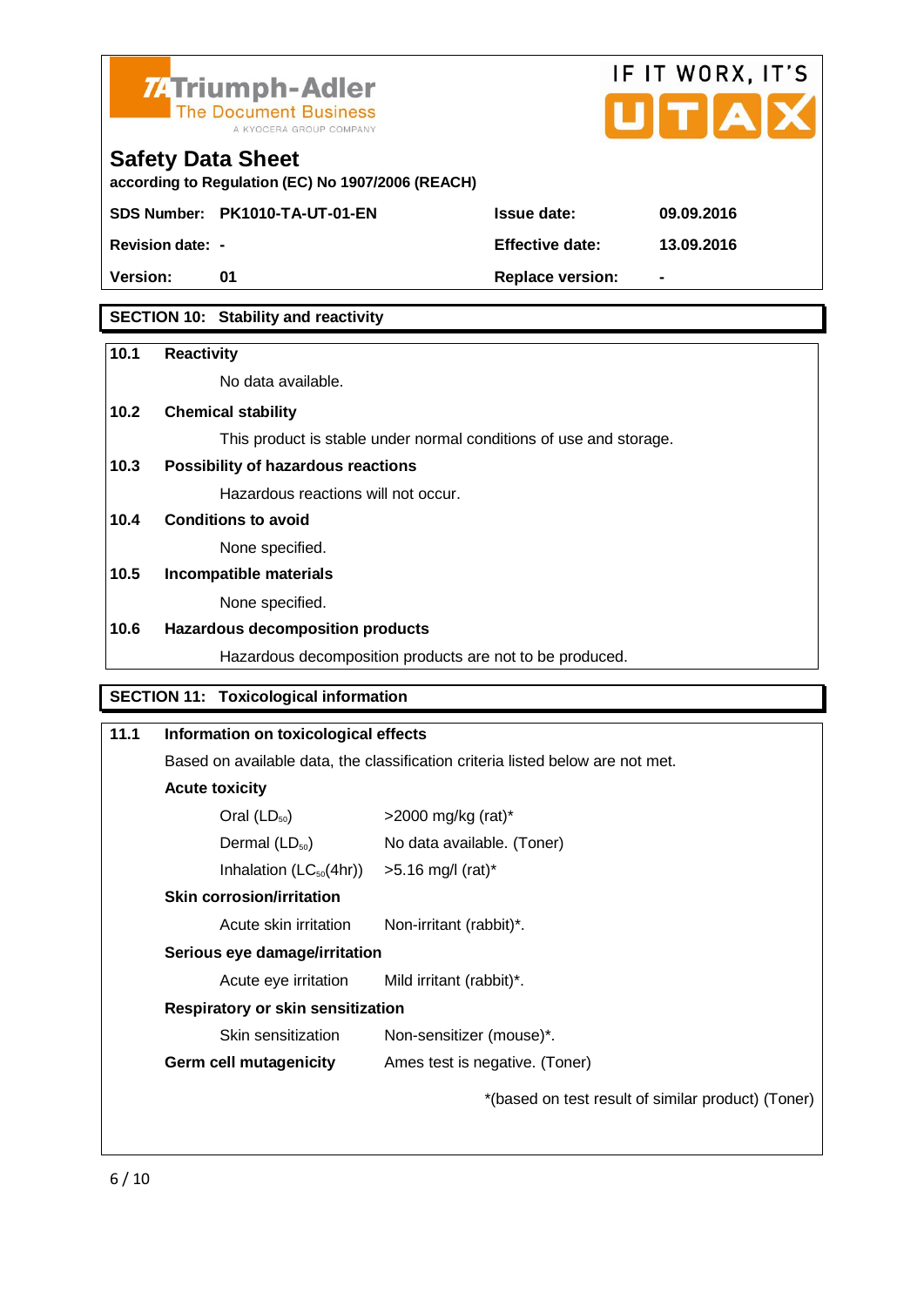**Triumph-Adler** The Document Business — A KYOCERA GROUP COMPANY

IF IT WORX, IT'S UTAX

# Safety Data Sheet

**according to Regulation (EC) No 1907/2006 (REACH)**

| | | | |
|---|---|---|---|
| **SDS Number:** | **PK1010-TA-UT-01-EN** | **Issue date:** | **09.09.2016** |
| **Revision date:** | **-** | **Effective date:** | **13.09.2016** |
| **Version:** | **01** | **Replace version:** | **-** |

## SECTION 10: Stability and reactivity

**10.1 Reactivity**

No data available.

**10.2 Chemical stability**

This product is stable under normal conditions of use and storage.

**10.3 Possibility of hazardous reactions**

Hazardous reactions will not occur.

**10.4 Conditions to avoid**

None specified.

**10.5 Incompatible materials**

None specified.

**10.6 Hazardous decomposition products**

Hazardous decomposition products are not to be produced.

## SECTION 11: Toxicological information

**11.1 Information on toxicological effects**

Based on available data, the classification criteria listed below are not met.

**Acute toxicity**

| | |
|---|---|
| Oral ($LD_{50}$) | >2000 mg/kg (rat)* |
| Dermal ($LD_{50}$) | No data available. (Toner) |
| Inhalation ($LC_{50}$(4hr)) | >5.16 mg/l (rat)* |

**Skin corrosion/irritation**

| | |
|---|---|
| Acute skin irritation | Non-irritant (rabbit)*. |

**Serious eye damage/irritation**

| | |
|---|---|
| Acute eye irritation | Mild irritant (rabbit)*. |

**Respiratory or skin sensitization**

| | |
|---|---|
| Skin sensitization | Non-sensitizer (mouse)*. |

**Germ cell mutagenicity** Ames test is negative. (Toner)

*(based on test result of similar product) (Toner)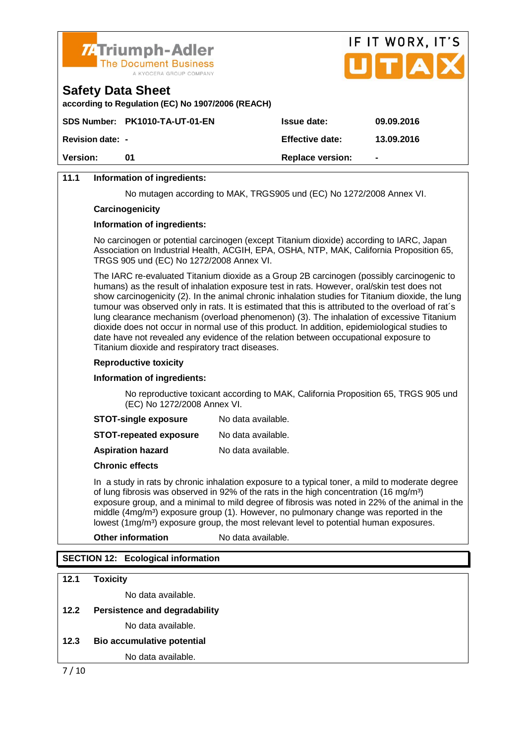**11.1 Information of ingredients:**

No mutagen according to MAK, TRGS905 und (EC) No 1272/2008 Annex VI.

**Carcinogenicity**

**Information of ingredients:**

No carcinogen or potential carcinogen (except Titanium dioxide) according to IARC, Japan Association on Industrial Health, ACGIH, EPA, OSHA, NTP, MAK, California Proposition 65, TRGS 905 und (EC) No 1272/2008 Annex VI.

The IARC re-evaluated Titanium dioxide as a Group 2B carcinogen (possibly carcinogenic to humans) as the result of inhalation exposure test in rats. However, oral/skin test does not show carcinogenicity (2). In the animal chronic inhalation studies for Titanium dioxide, the lung tumour was observed only in rats. It is estimated that this is attributed to the overload of rat´s lung clearance mechanism (overload phenomenon) (3). The inhalation of excessive Titanium dioxide does not occur in normal use of this product. In addition, epidemiological studies to date have not revealed any evidence of the relation between occupational exposure to Titanium dioxide and respiratory tract diseases.

**Reproductive toxicity**

**Information of ingredients:**

No reproductive toxicant according to MAK, California Proposition 65, TRGS 905 und (EC) No 1272/2008 Annex VI.

**STOT-single exposure** No data available.

**STOT-repeated exposure** No data available.

**Aspiration hazard** No data available.

**Chronic effects**

In a study in rats by chronic inhalation exposure to a typical toner, a mild to moderate degree of lung fibrosis was observed in 92% of the rats in the high concentration (16 mg/m³) exposure group, and a minimal to mild degree of fibrosis was noted in 22% of the animal in the middle (4mg/m³) exposure group (1). However, no pulmonary change was reported in the lowest (1mg/m³) exposure group, the most relevant level to potential human exposures.

**Other information** No data available.

## SECTION 12: Ecological information

**12.1 Toxicity**

No data available.

**12.2 Persistence and degradability**

No data available.

**12.3 Bio accumulative potential**

No data available.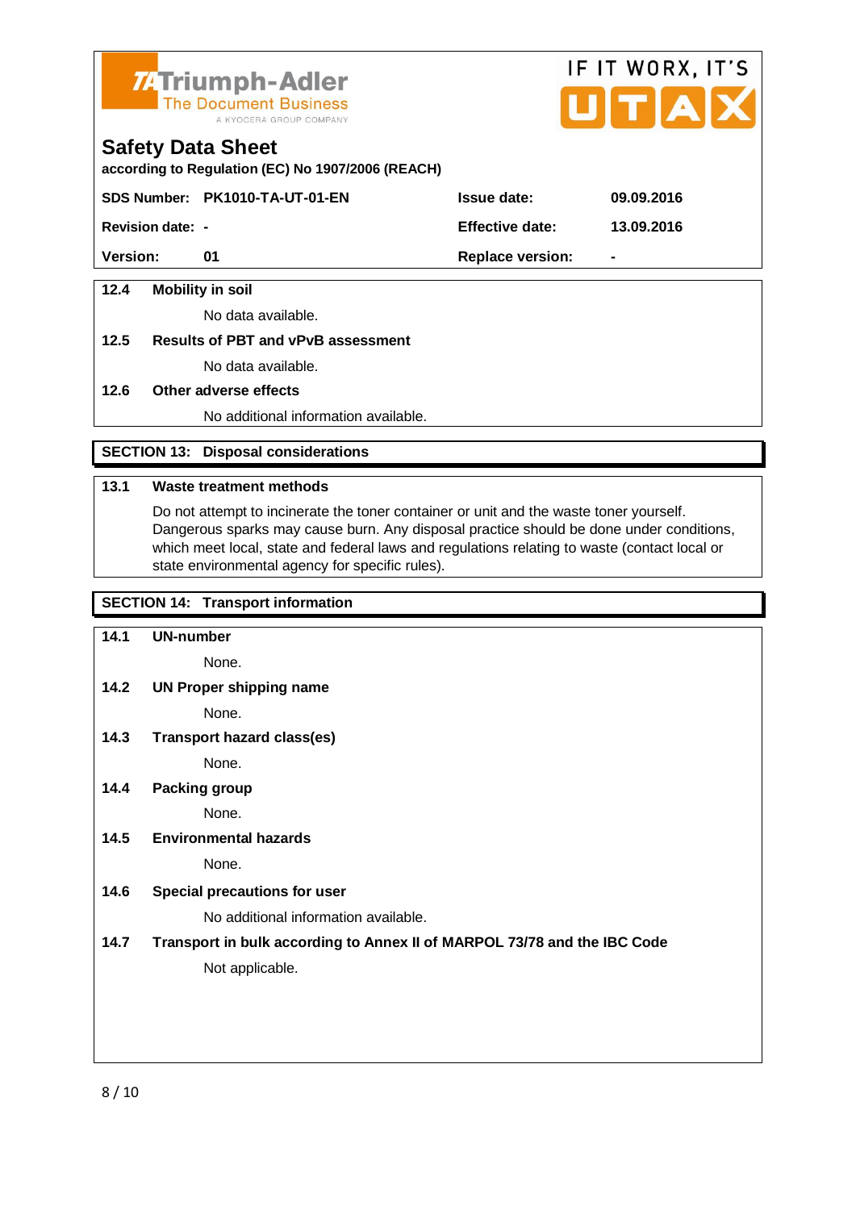### 12.4 Mobility in soil

No data available.

### 12.5 Results of PBT and vPvB assessment

No data available.

### 12.6 Other adverse effects

No additional information available.

## SECTION 13: Disposal considerations

### 13.1 Waste treatment methods

Do not attempt to incinerate the toner container or unit and the waste toner yourself. Dangerous sparks may cause burn. Any disposal practice should be done under conditions, which meet local, state and federal laws and regulations relating to waste (contact local or state environmental agency for specific rules).

## SECTION 14: Transport information

### 14.1 UN-number

None.

### 14.2 UN Proper shipping name

None.

### 14.3 Transport hazard class(es)

None.

### 14.4 Packing group

None.

### 14.5 Environmental hazards

None.

### 14.6 Special precautions for user

No additional information available.

### 14.7 Transport in bulk according to Annex II of MARPOL 73/78 and the IBC Code

Not applicable.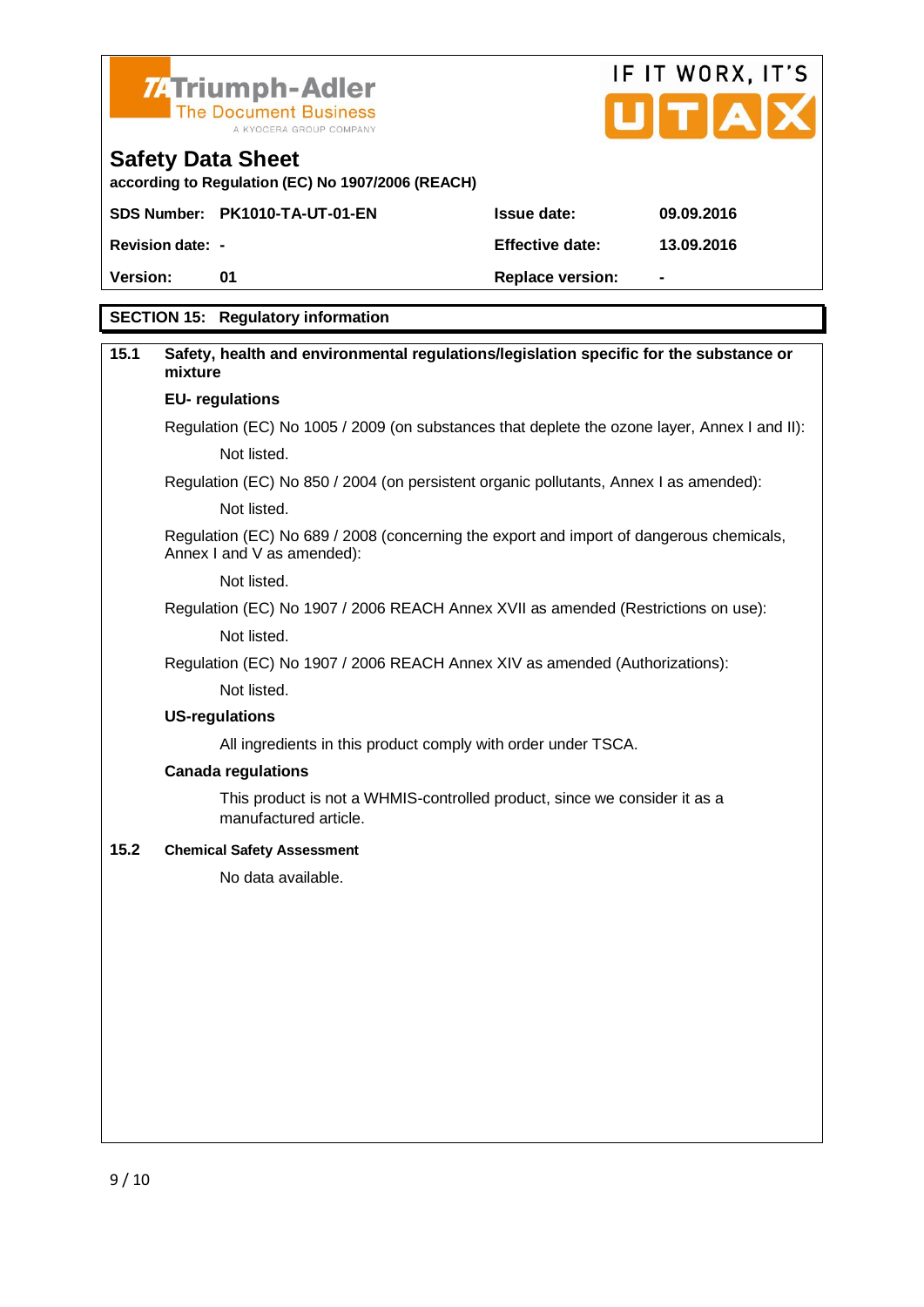# Safety Data Sheet

according to Regulation (EC) No 1907/2006 (REACH)

| SDS Number: PK1010-TA-UT-01-EN | | Issue date: | 09.09.2016 |
|---|---|---|---|
| Revision date: - | | Effective date: | 13.09.2016 |
| Version: | 01 | Replace version: | - |

## SECTION 15: Regulatory information

### 15.1 Safety, health and environmental regulations/legislation specific for the substance or mixture

**EU- regulations**

Regulation (EC) No 1005 / 2009 (on substances that deplete the ozone layer, Annex I and II):

Not listed.

Regulation (EC) No 850 / 2004 (on persistent organic pollutants, Annex I as amended):

Not listed.

Regulation (EC) No 689 / 2008 (concerning the export and import of dangerous chemicals, Annex I and V as amended):

Not listed.

Regulation (EC) No 1907 / 2006 REACH Annex XVII as amended (Restrictions on use):

Not listed.

Regulation (EC) No 1907 / 2006 REACH Annex XIV as amended (Authorizations):

Not listed.

**US-regulations**

All ingredients in this product comply with order under TSCA.

**Canada regulations**

This product is not a WHMIS-controlled product, since we consider it as a manufactured article.

### 15.2 Chemical Safety Assessment

No data available.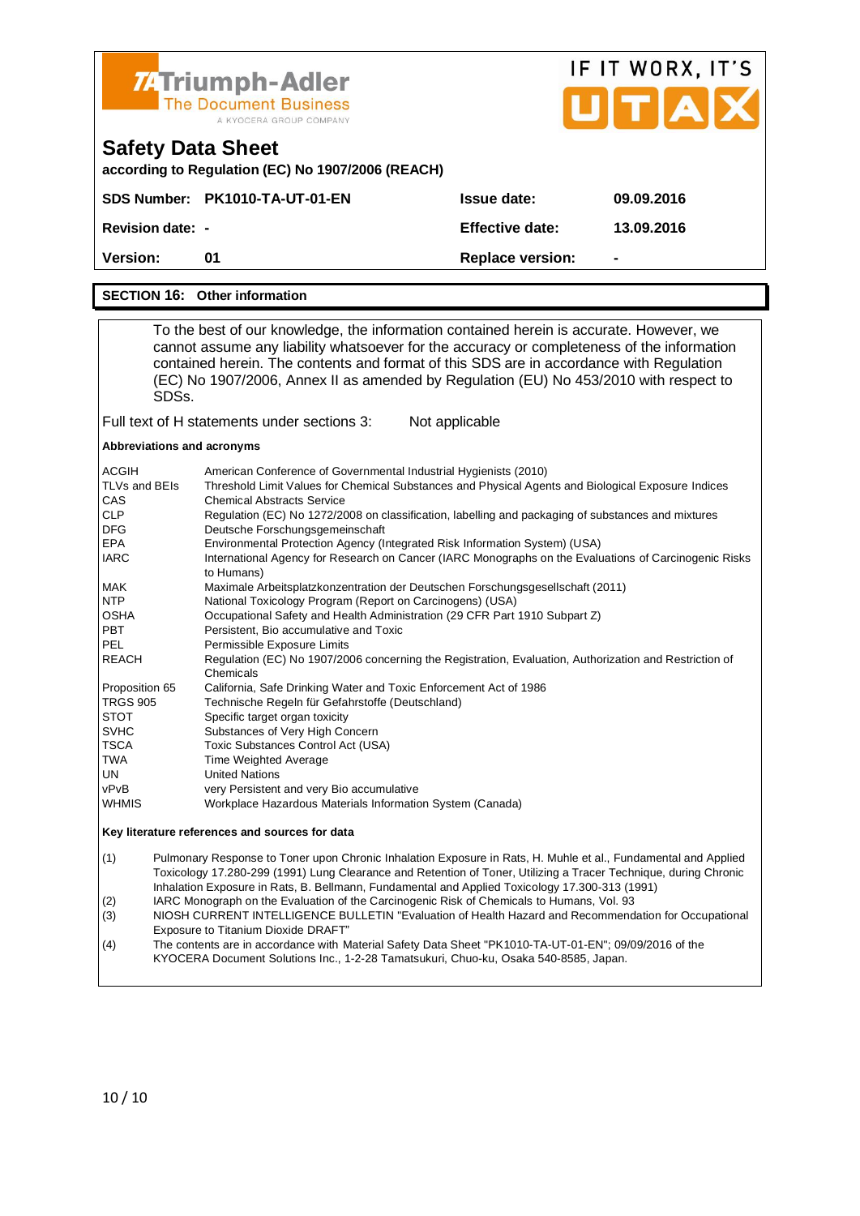# Safety Data Sheet

according to Regulation (EC) No 1907/2006 (REACH)

| | | | |
|---|---|---|---|
| **SDS Number:** | **PK1010-TA-UT-01-EN** | **Issue date:** | **09.09.2016** |
| **Revision date:** | **-** | **Effective date:** | **13.09.2016** |
| **Version:** | **01** | **Replace version:** | **-** |

## SECTION 16: Other information

To the best of our knowledge, the information contained herein is accurate. However, we cannot assume any liability whatsoever for the accuracy or completeness of the information contained herein. The contents and format of this SDS are in accordance with Regulation (EC) No 1907/2006, Annex II as amended by Regulation (EU) No 453/2010 with respect to SDSs.

Full text of H statements under sections 3: Not applicable

**Abbreviations and acronyms**

| | |
|---|---|
| ACGIH | American Conference of Governmental Industrial Hygienists (2010) |
| TLVs and BEIs | Threshold Limit Values for Chemical Substances and Physical Agents and Biological Exposure Indices |
| CAS | Chemical Abstracts Service |
| CLP | Regulation (EC) No 1272/2008 on classification, labelling and packaging of substances and mixtures |
| DFG | Deutsche Forschungsgemeinschaft |
| EPA | Environmental Protection Agency (Integrated Risk Information System) (USA) |
| IARC | International Agency for Research on Cancer (IARC Monographs on the Evaluations of Carcinogenic Risks to Humans) |
| MAK | Maximale Arbeitsplatzkonzentration der Deutschen Forschungsgesellschaft (2011) |
| NTP | National Toxicology Program (Report on Carcinogens) (USA) |
| OSHA | Occupational Safety and Health Administration (29 CFR Part 1910 Subpart Z) |
| PBT | Persistent, Bio accumulative and Toxic |
| PEL | Permissible Exposure Limits |
| REACH | Regulation (EC) No 1907/2006 concerning the Registration, Evaluation, Authorization and Restriction of Chemicals |
| Proposition 65 | California, Safe Drinking Water and Toxic Enforcement Act of 1986 |
| TRGS 905 | Technische Regeln für Gefahrstoffe (Deutschland) |
| STOT | Specific target organ toxicity |
| SVHC | Substances of Very High Concern |
| TSCA | Toxic Substances Control Act (USA) |
| TWA | Time Weighted Average |
| UN | United Nations |
| vPvB | very Persistent and very Bio accumulative |
| WHMIS | Workplace Hazardous Materials Information System (Canada) |

**Key literature references and sources for data**

(1) Pulmonary Response to Toner upon Chronic Inhalation Exposure in Rats, H. Muhle et al., Fundamental and Applied Toxicology 17.280-299 (1991) Lung Clearance and Retention of Toner, Utilizing a Tracer Technique, during Chronic Inhalation Exposure in Rats, B. Bellmann, Fundamental and Applied Toxicology 17.300-313 (1991)

(2) IARC Monograph on the Evaluation of the Carcinogenic Risk of Chemicals to Humans, Vol. 93

(3) NIOSH CURRENT INTELLIGENCE BULLETIN "Evaluation of Health Hazard and Recommendation for Occupational Exposure to Titanium Dioxide DRAFT"

(4) The contents are in accordance with Material Safety Data Sheet "PK1010-TA-UT-01-EN"; 09/09/2016 of the KYOCERA Document Solutions Inc., 1-2-28 Tamatsukuri, Chuo-ku, Osaka 540-8585, Japan.